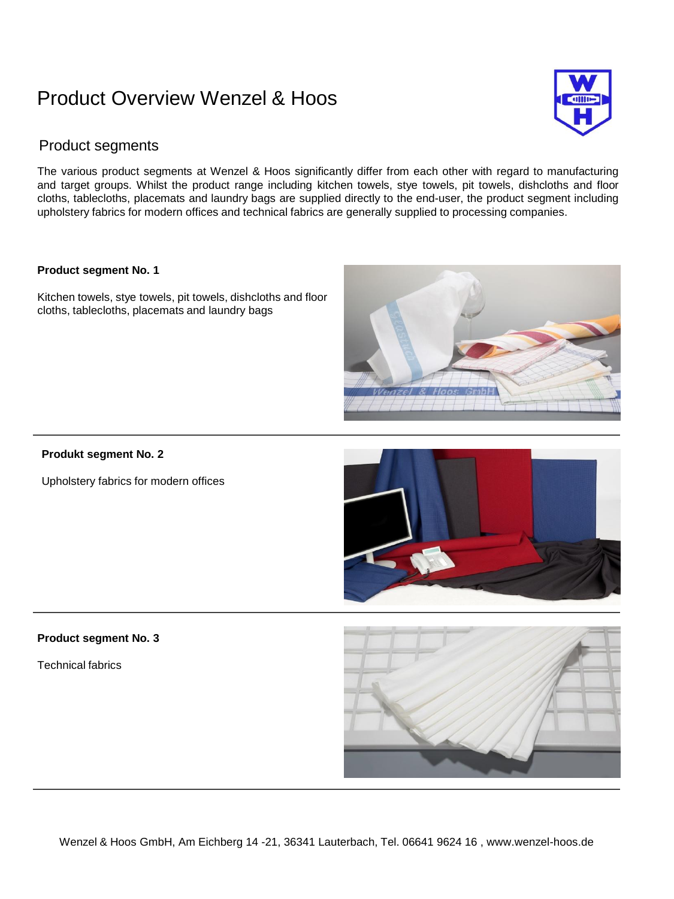# Product Overview Wenzel & Hoos

## Product segments

The various product segments at Wenzel & Hoos significantly differ from each other with regard to manufacturing and target groups. Whilst the product range including kitchen towels, stye towels, pit towels, dishcloths and floor cloths, tablecloths, placemats and laundry bags are supplied directly to the end-user, the product segment including upholstery fabrics for modern offices and technical fabrics are generally supplied to processing companies.

**Product segment No. 1**

Kitchen towels, stye towels, pit towels, dishcloths and floor cloths, tablecloths, placemats and laundry bags

---

**Produkt segment No. 2**

Upholstery fabrics for modern offices

---

**Product segment No. 3**

Technical fabrics

---

Wenzel & Hoos GmbH, Am Eichberg 14 -21, 36341 Lauterbach, Tel. 06641 9624 16 , www.wenzel-hoos.de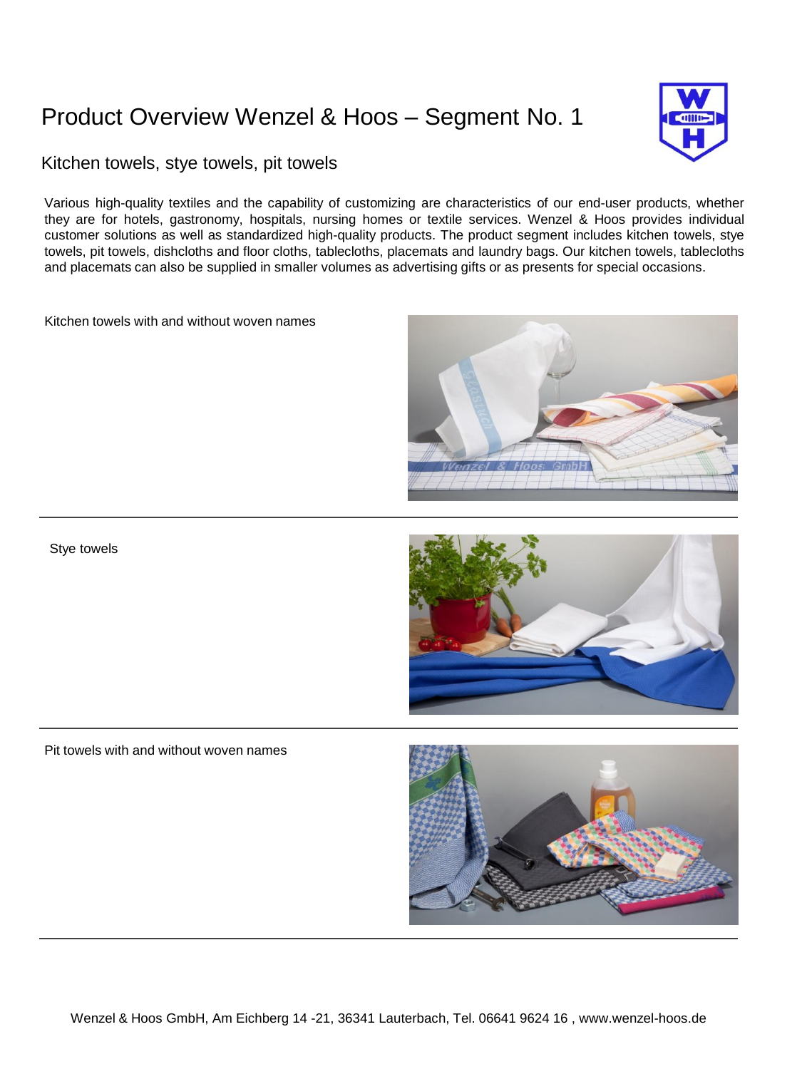# Product Overview Wenzel & Hoos – Segment No. 1

## Kitchen towels, stye towels, pit towels

Various high-quality textiles and the capability of customizing are characteristics of our end-user products, whether they are for hotels, gastronomy, hospitals, nursing homes or textile services. Wenzel & Hoos provides individual customer solutions as well as standardized high-quality products. The product segment includes kitchen towels, stye towels, pit towels, dishcloths and floor cloths, tablecloths, placemats and laundry bags. Our kitchen towels, tablecloths and placemats can also be supplied in smaller volumes as advertising gifts or as presents for special occasions.

Kitchen towels with and without woven names

---

Stye towels

---

Pit towels with and without woven names

---

Wenzel & Hoos GmbH, Am Eichberg 14 -21, 36341 Lauterbach, Tel. 06641 9624 16 , www.wenzel-hoos.de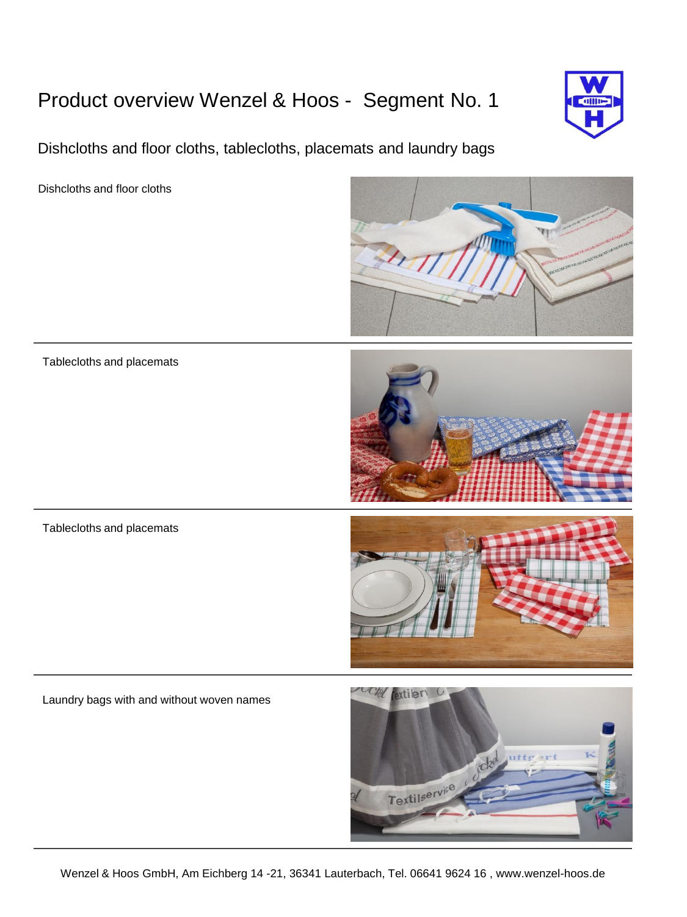# Product overview Wenzel & Hoos - Segment No. 1

## Dishcloths and floor cloths, tablecloths, placemats and laundry bags

Dishcloths and floor cloths

---

Tablecloths and placemats

---

Tablecloths and placemats

---

Laundry bags with and without woven names

---

Wenzel & Hoos GmbH, Am Eichberg 14 -21, 36341 Lauterbach, Tel. 06641 9624 16 , www.wenzel-hoos.de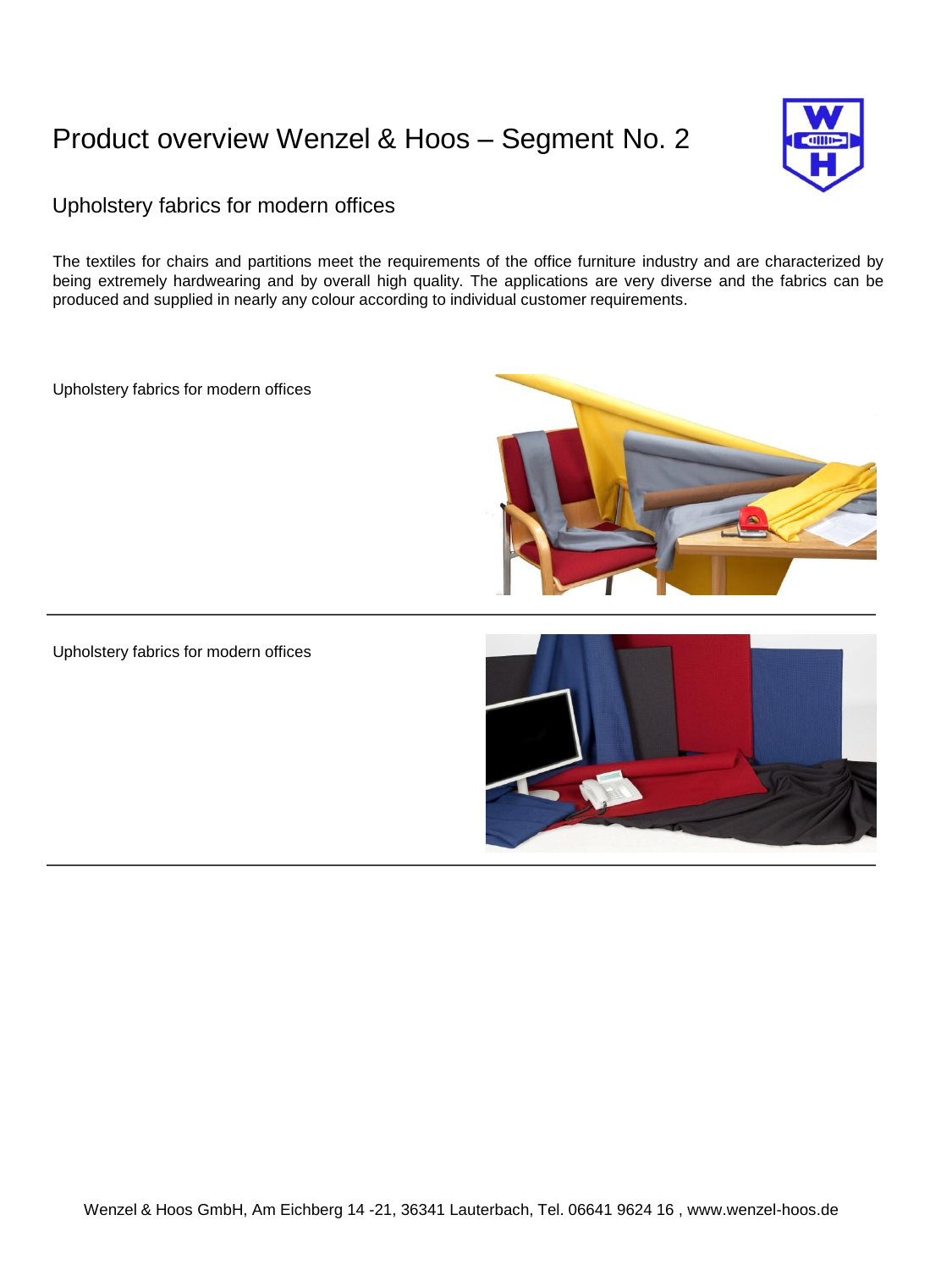# Product overview Wenzel & Hoos – Segment No. 2

## Upholstery fabrics for modern offices

The textiles for chairs and partitions meet the requirements of the office furniture industry and are characterized by being extremely hardwearing and by overall high quality. The applications are very diverse and the fabrics can be produced and supplied in nearly any colour according to individual customer requirements.

Upholstery fabrics for modern offices

---

Upholstery fabrics for modern offices

---

Wenzel & Hoos GmbH, Am Eichberg 14 -21, 36341 Lauterbach, Tel. 06641 9624 16 , www.wenzel-hoos.de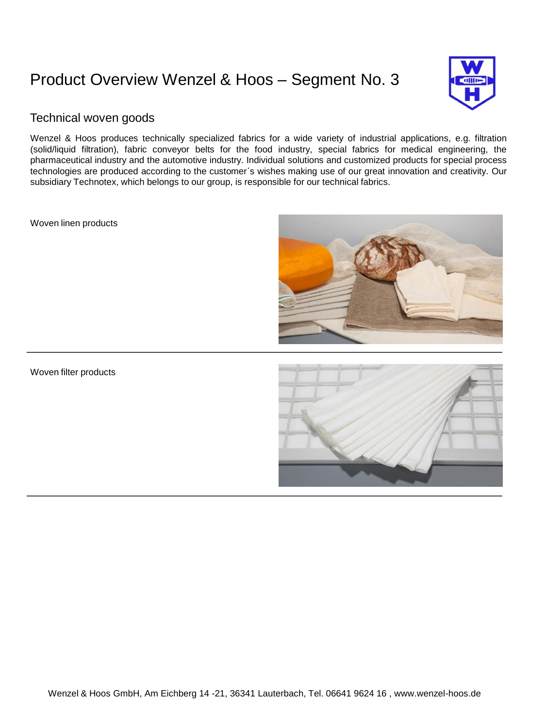# Product Overview Wenzel & Hoos – Segment No. 3

## Technical woven goods

Wenzel & Hoos produces technically specialized fabrics for a wide variety of industrial applications, e.g. filtration (solid/liquid filtration), fabric conveyor belts for the food industry, special fabrics for medical engineering, the pharmaceutical industry and the automotive industry. Individual solutions and customized products for special process technologies are produced according to the customer´s wishes making use of our great innovation and creativity. Our subsidiary Technotex, which belongs to our group, is responsible for our technical fabrics.

Woven linen products

---

Woven filter products

---

Wenzel & Hoos GmbH, Am Eichberg 14 -21, 36341 Lauterbach, Tel. 06641 9624 16 , www.wenzel-hoos.de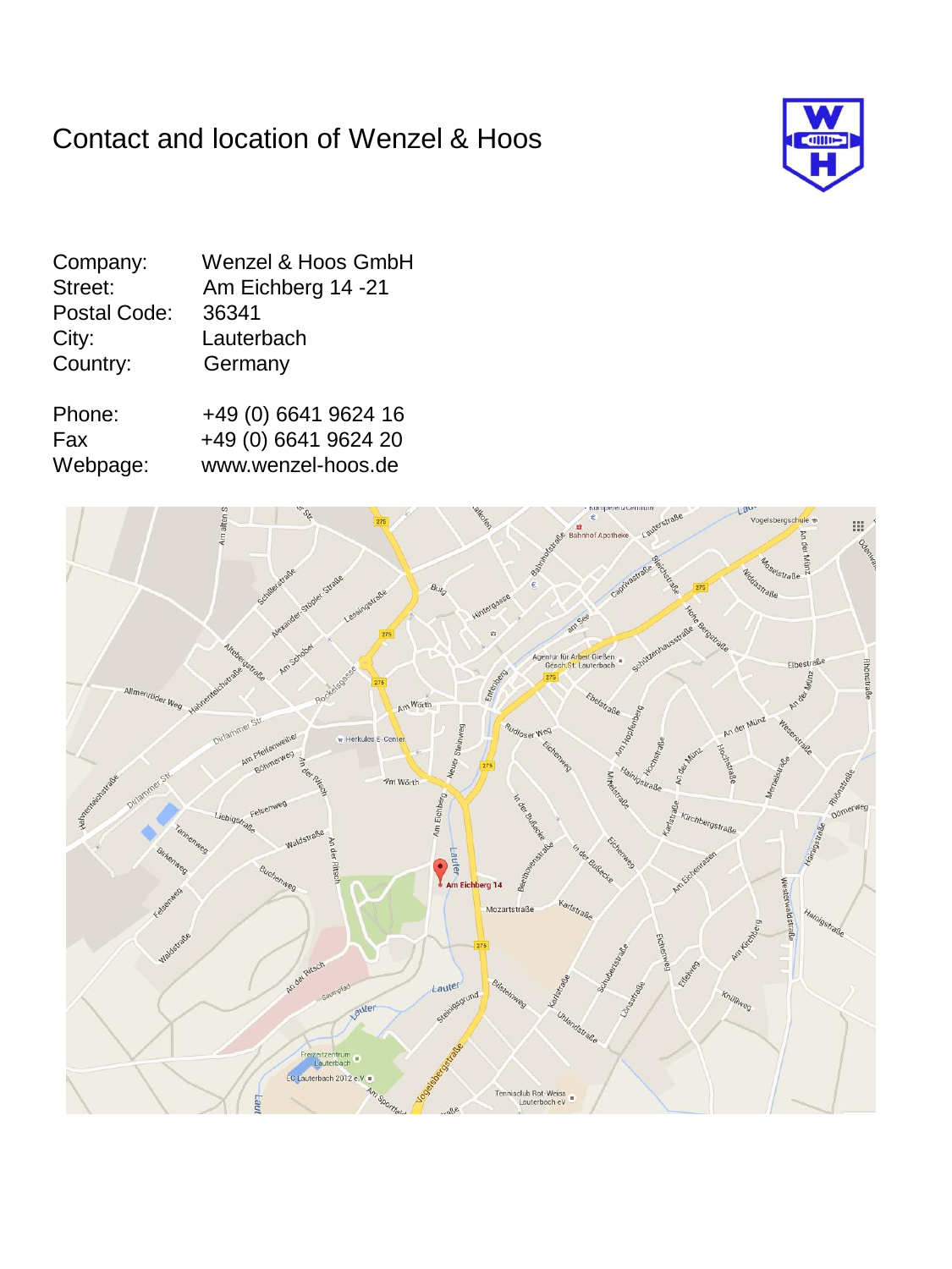# Contact and location of Wenzel & Hoos

| | |
|---|---|
| Company: | Wenzel & Hoos GmbH |
| Street: | Am Eichberg 14 -21 |
| Postal Code: | 36341 |
| City: | Lauterbach |
| Country: | Germany |

| | |
|---|---|
| Phone: | +49 (0) 6641 9624 16 |
| Fax | +49 (0) 6641 9624 20 |
| Webpage: | www.wenzel-hoos.de |